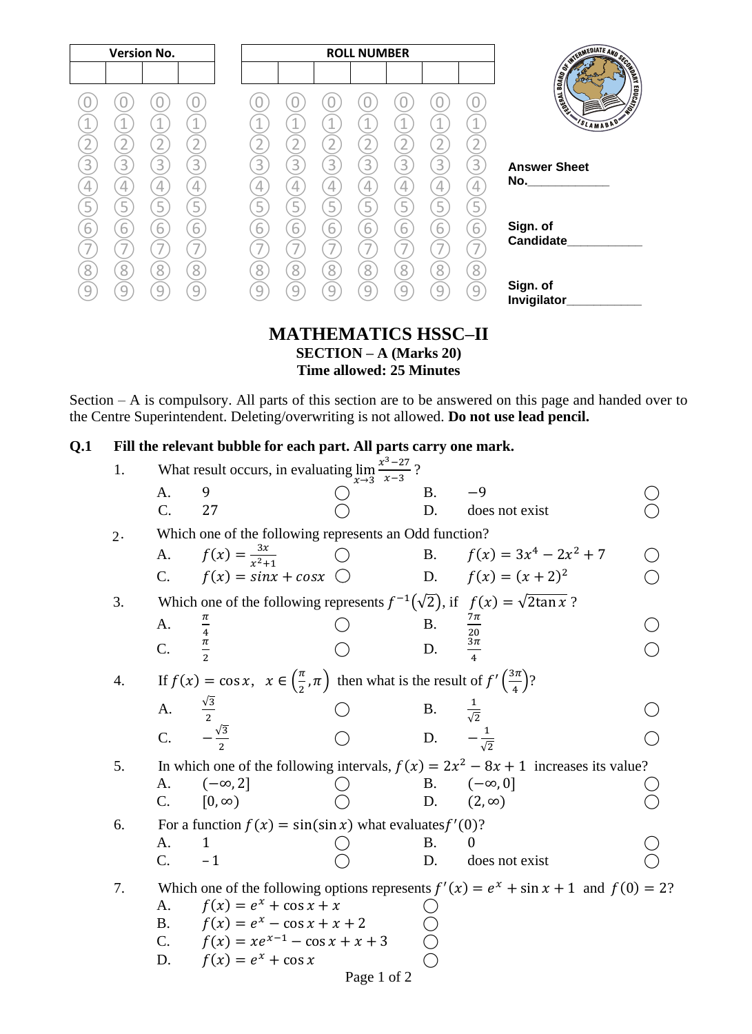| Version No. | | | |
|---|---|---|---|
| | | | |

| ROLL NUMBER | | | | | | |
|---|---|---|---|---|---|---|
| | | | | | | |

Answer Sheet No.____________

Sign. of Candidate___________

Sign. of Invigilator___________

# MATHEMATICS HSSC–II

**SECTION – A (Marks 20)**

**Time allowed: 25 Minutes**

Section – A is compulsory. All parts of this section are to be answered on this page and handed over to the Centre Superintendent. Deleting/overwriting is not allowed. **Do not use lead pencil.**

**Q.1 Fill the relevant bubble for each part. All parts carry one mark.**

1. What result occurs, in evaluating $\lim_{x\to 3}\frac{x^3-27}{x-3}$ ?
   - A. 9
   - B. $-9$
   - C. 27
   - D. does not exist

2. Which one of the following represents an Odd function?
   - A. $f(x)=\frac{3x}{x^2+1}$
   - B. $f(x)=3x^4-2x^2+7$
   - C. $f(x)=sinx+cosx$
   - D. $f(x)=(x+2)^2$

3. Which one of the following represents $f^{-1}(\sqrt{2})$, if $f(x)=\sqrt{2\tan x}$ ?
   - A. $\frac{\pi}{4}$
   - B. $\frac{7\pi}{20}$
   - C. $\frac{\pi}{2}$
   - D. $\frac{3\pi}{4}$

4. If $f(x)=\cos x,\ \ x\in\left(\frac{\pi}{2},\pi\right)$ then what is the result of $f'\left(\frac{3\pi}{4}\right)$?
   - A. $\frac{\sqrt{3}}{2}$
   - B. $\frac{1}{\sqrt{2}}$
   - C. $-\frac{\sqrt{3}}{2}$
   - D. $-\frac{1}{\sqrt{2}}$

5. In which one of the following intervals, $f(x)=2x^2-8x+1$ increases its value?
   - A. $(-\infty,2]$
   - B. $(-\infty,0]$
   - C. $[0,\infty)$
   - D. $(2,\infty)$

6. For a function $f(x)=\sin(\sin x)$ what evaluates $f'(0)$?
   - A. 1
   - B. 0
   - C. $-1$
   - D. does not exist

7. Which one of the following options represents $f'(x)=e^x+\sin x+1$ and $f(0)=2$?
   - A. $f(x)=e^x+\cos x+x$
   - B. $f(x)=e^x-\cos x+x+2$
   - C. $f(x)=xe^{x-1}-\cos x+x+3$
   - D. $f(x)=e^x+\cos x$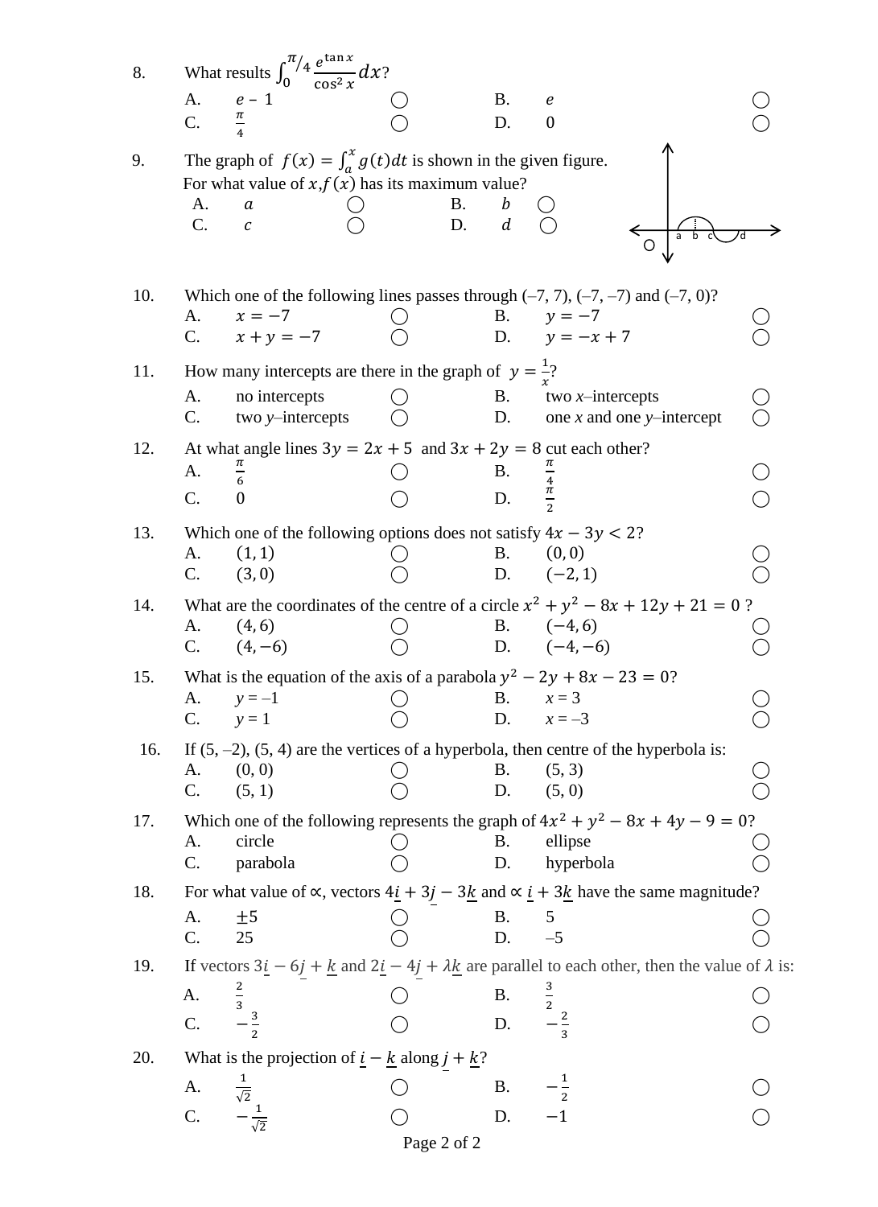8. What results $\int_0^{\pi/4} \frac{e^{\tan x}}{\cos^2 x} dx$?

A. $e - 1$ ◯ B. $e$ ◯
C. $\frac{\pi}{4}$ ◯ D. $0$ ◯

9. The graph of $f(x) = \int_a^x g(t)dt$ is shown in the given figure. For what value of $x$, $f(x)$ has its maximum value?

A. $a$ ◯ B. $b$ ◯
C. $c$ ◯ D. $d$ ◯

10. Which one of the following lines passes through (–7, 7), (–7, –7) and (–7, 0)?

A. $x = -7$ ◯ B. $y = -7$ ◯
C. $x + y = -7$ ◯ D. $y = -x + 7$ ◯

11. How many intercepts are there in the graph of $y = \frac{1}{x}$?

A. no intercepts ◯ B. two $x$–intercepts ◯
C. two $y$–intercepts ◯ D. one $x$ and one $y$–intercept ◯

12. At what angle lines $3y = 2x + 5$ and $3x + 2y = 8$ cut each other?

A. $\frac{\pi}{6}$ ◯ B. $\frac{\pi}{4}$ ◯
C. $0$ ◯ D. $\frac{\pi}{2}$ ◯

13. Which one of the following options does not satisfy $4x - 3y < 2$?

A. $(1, 1)$ ◯ B. $(0, 0)$ ◯
C. $(3, 0)$ ◯ D. $(-2, 1)$ ◯

14. What are the coordinates of the centre of a circle $x^2 + y^2 - 8x + 12y + 21 = 0$ ?

A. $(4, 6)$ ◯ B. $(-4, 6)$ ◯
C. $(4, -6)$ ◯ D. $(-4, -6)$ ◯

15. What is the equation of the axis of a parabola $y^2 - 2y + 8x - 23 = 0$?

A. $y = -1$ ◯ B. $x = 3$ ◯
C. $y = 1$ ◯ D. $x = -3$ ◯

16. If (5, –2), (5, 4) are the vertices of a hyperbola, then centre of the hyperbola is:

A. (0, 0) ◯ B. (5, 3) ◯
C. (5, 1) ◯ D. (5, 0) ◯

17. Which one of the following represents the graph of $4x^2 + y^2 - 8x + 4y - 9 = 0$?

A. circle ◯ B. ellipse ◯
C. parabola ◯ D. hyperbola ◯

18. For what value of $\propto$, vectors $4\underline{i} + 3\underline{j} - 3\underline{k}$ and $\propto \underline{i} + 3\underline{k}$ have the same magnitude?

A. $\pm 5$ ◯ B. $5$ ◯
C. $25$ ◯ D. $-5$ ◯

19. If vectors $3\underline{i} - 6\underline{j} + \underline{k}$ and $2\underline{i} - 4\underline{j} + \lambda\underline{k}$ are parallel to each other, then the value of $\lambda$ is:

A. $\frac{2}{3}$ ◯ B. $\frac{3}{2}$ ◯
C. $-\frac{3}{2}$ ◯ D. $-\frac{2}{3}$ ◯

20. What is the projection of $\underline{i} - \underline{k}$ along $\underline{j} + \underline{k}$?

A. $\frac{1}{\sqrt{2}}$ ◯ B. $-\frac{1}{2}$ ◯
C. $-\frac{1}{\sqrt{2}}$ ◯ D. $-1$ ◯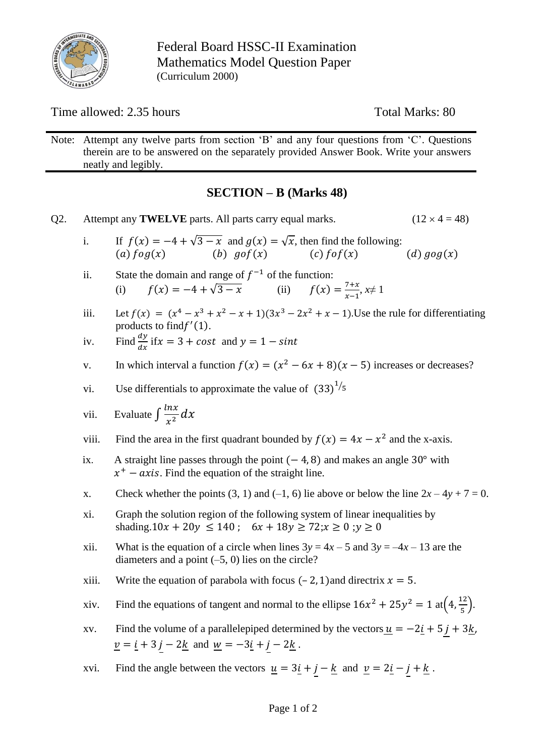Federal Board HSSC-II Examination
Mathematics Model Question Paper
(Curriculum 2000)

Time allowed: 2.35 hours

Total Marks: 80

Note: Attempt any twelve parts from section 'B' and any four questions from 'C'. Questions therein are to be answered on the separately provided Answer Book. Write your answers neatly and legibly.

## SECTION – B (Marks 48)

Q2. Attempt any **TWELVE** parts. All parts carry equal marks. (12 × 4 = 48)

i. If $f(x) = -4 + \sqrt{3-x}$ and $g(x) = \sqrt{x}$, then find the following:
$(a)\ fog(x)$ $(b)\ gof(x)$ $(c)\ fof(x)$ $(d)\ gog(x)$

ii. State the domain and range of $f^{-1}$ of the function:
(i) $f(x) = -4 + \sqrt{3-x}$ (ii) $f(x) = \frac{7+x}{x-1}, x \neq 1$

iii. Let $f(x) = (x^4 - x^3 + x^2 - x + 1)(3x^3 - 2x^2 + x - 1)$.Use the rule for differentiating products to find$f'(1)$.

iv. Find $\frac{dy}{dx}$ if$x = 3 + cost$ and $y = 1 - sint$

v. In which interval a function $f(x) = (x^2 - 6x + 8)(x - 5)$ increases or decreases?

vi. Use differentials to approximate the value of $(33)^{1/5}$

vii. Evaluate $\int \frac{lnx}{x^2} dx$

viii. Find the area in the first quadrant bounded by $f(x) = 4x - x^2$ and the x-axis.

ix. A straight line passes through the point $(-4, 8)$ and makes an angle 30° with $x^+ - axis$. Find the equation of the straight line.

x. Check whether the points (3, 1) and (–1, 6) lie above or below the line $2x - 4y + 7 = 0$.

xi. Graph the solution region of the following system of linear inequalities by shading.$10x + 20y \leq 140$ ; $6x + 18y \geq 72$;$x \geq 0$ ;$y \geq 0$

xii. What is the equation of a circle when lines $3y = 4x - 5$ and $3y = -4x - 13$ are the diameters and a point (–5, 0) lies on the circle?

xiii. Write the equation of parabola with focus $(-2, 1)$and directrix $x = 5$.

xiv. Find the equations of tangent and normal to the ellipse $16x^2 + 25y^2 = 1$ at$\left(4, \frac{12}{5}\right)$.

xv. Find the volume of a parallelepiped determined by the vectors $\underline{u} = -2\underline{i} + 5\underline{j} + 3\underline{k}$, $\underline{v} = \underline{i} + 3\underline{j} - 2\underline{k}$ and $\underline{w} = -3\underline{i} + \underline{j} - 2\underline{k}$ .

xvi. Find the angle between the vectors $\underline{u} = 3\underline{i} + \underline{j} - \underline{k}$ and $\underline{v} = 2\underline{i} - \underline{j} + \underline{k}$ .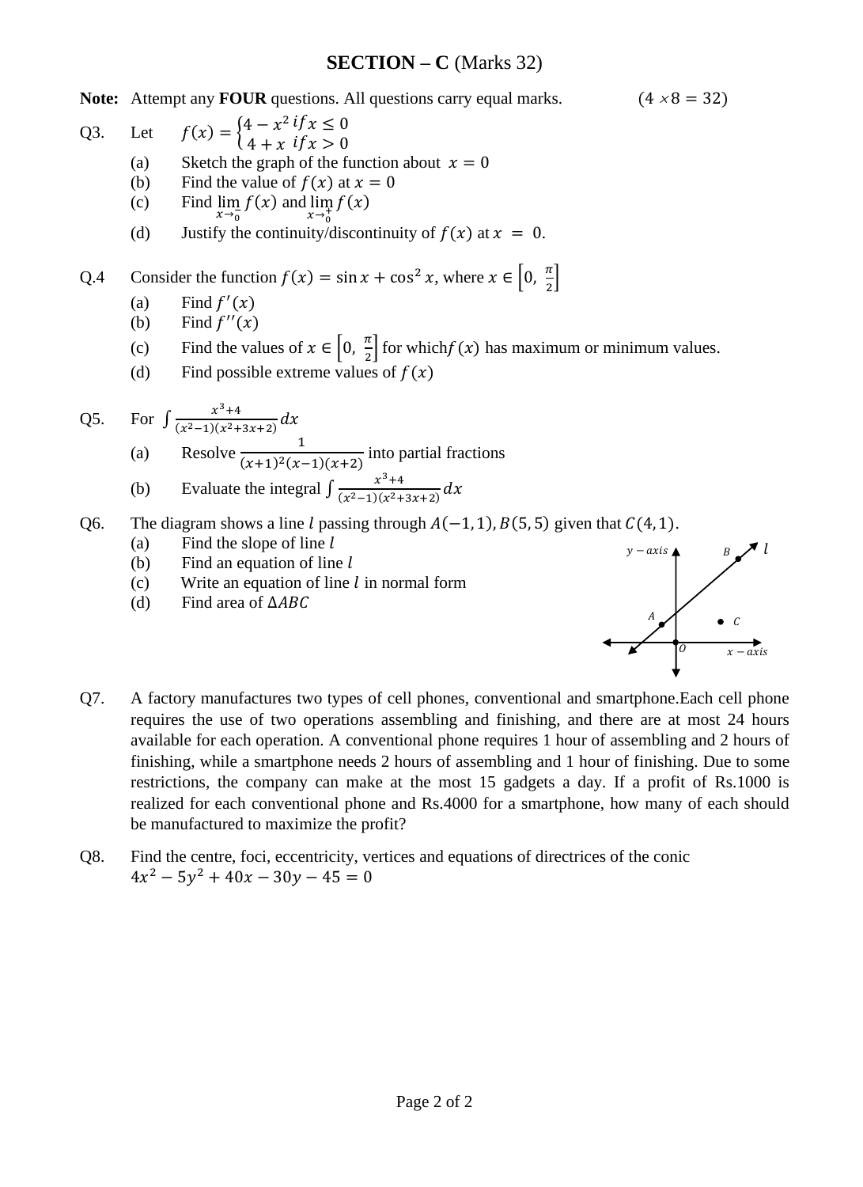## SECTION – C (Marks 32)

**Note:** Attempt any **FOUR** questions. All questions carry equal marks. $(4 \times 8 = 32)$

Q3. Let $f(x) = \begin{cases} 4 - x^2 \; if x \leq 0 \\ 4 + x \; if x > 0 \end{cases}$

(a) Sketch the graph of the function about $x = 0$

(b) Find the value of $f(x)$ at $x = 0$

(c) Find $\lim_{x \to 0^-} f(x)$ and $\lim_{x \to 0^+} f(x)$

(d) Justify the continuity/discontinuity of $f(x)$ at $x = 0$.

Q.4 Consider the function $f(x) = \sin x + \cos^2 x$, where $x \in \left[0, \frac{\pi}{2}\right]$

(a) Find $f'(x)$

(b) Find $f''(x)$

(c) Find the values of $x \in \left[0, \frac{\pi}{2}\right]$ for which$f(x)$ has maximum or minimum values.

(d) Find possible extreme values of $f(x)$

Q5. For $\int \frac{x^3+4}{(x^2-1)(x^2+3x+2)} dx$

(a) Resolve $\frac{1}{(x+1)^2(x-1)(x+2)}$ into partial fractions

(b) Evaluate the integral $\int \frac{x^3+4}{(x^2-1)(x^2+3x+2)} dx$

Q6. The diagram shows a line $l$ passing through $A(-1, 1), B(5, 5)$ given that $C(4, 1)$.

(a) Find the slope of line $l$

(b) Find an equation of line $l$

(c) Write an equation of line $l$ in normal form

(d) Find area of $\Delta ABC$

Q7. A factory manufactures two types of cell phones, conventional and smartphone.Each cell phone requires the use of two operations assembling and finishing, and there are at most 24 hours available for each operation. A conventional phone requires 1 hour of assembling and 2 hours of finishing, while a smartphone needs 2 hours of assembling and 1 hour of finishing. Due to some restrictions, the company can make at the most 15 gadgets a day. If a profit of Rs.1000 is realized for each conventional phone and Rs.4000 for a smartphone, how many of each should be manufactured to maximize the profit?

Q8. Find the centre, foci, eccentricity, vertices and equations of directrices of the conic
$4x^2 - 5y^2 + 40x - 30y - 45 = 0$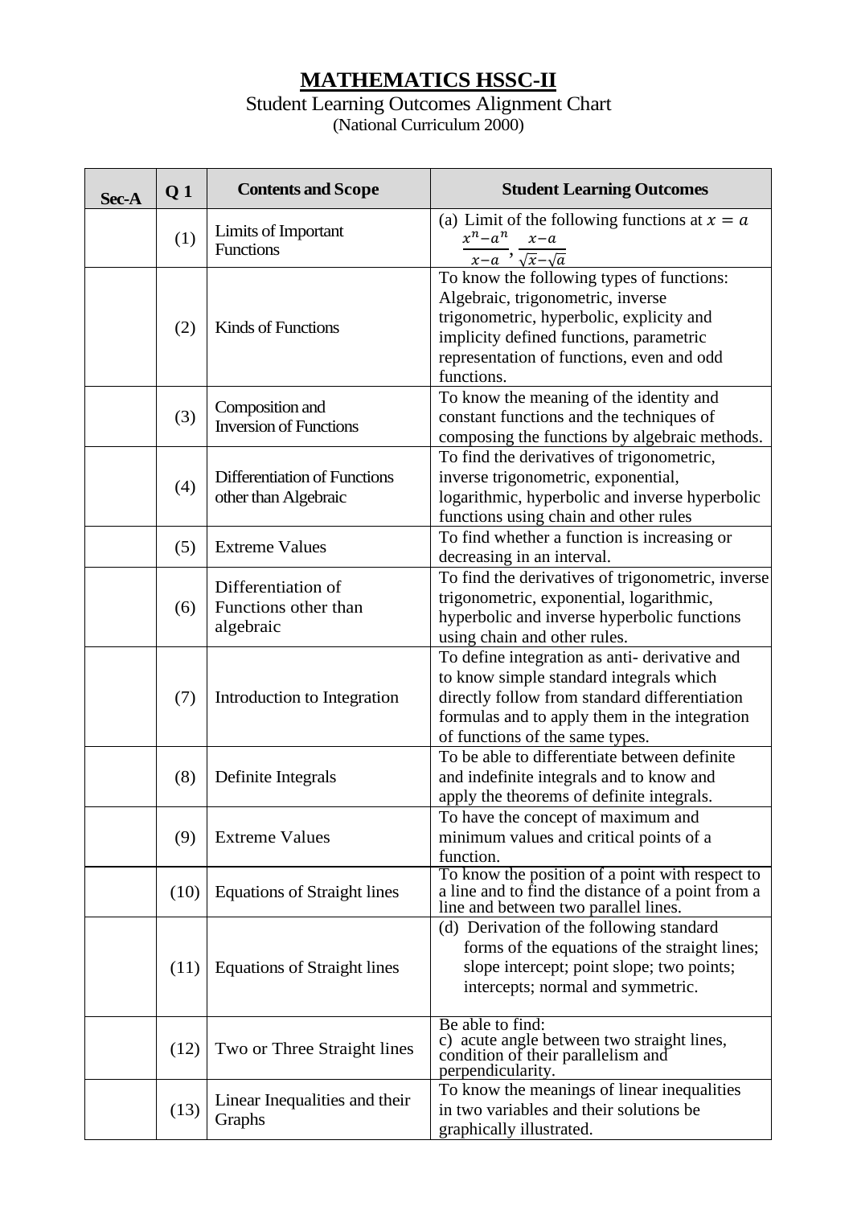# MATHEMATICS HSSC-II

Student Learning Outcomes Alignment Chart
(National Curriculum 2000)

| Sec-A | Q 1 | Contents and Scope | Student Learning Outcomes |
|---|---|---|---|
| | (1) | Limits of Important Functions | (a) Limit of the following functions at $x = a$ $\frac{x^n - a^n}{x-a}, \frac{x-a}{\sqrt{x}-\sqrt{a}}$ |
| | (2) | Kinds of Functions | To know the following types of functions: Algebraic, trigonometric, inverse trigonometric, hyperbolic, explicity and implicity defined functions, parametric representation of functions, even and odd functions. |
| | (3) | Composition and Inversion of Functions | To know the meaning of the identity and constant functions and the techniques of composing the functions by algebraic methods. |
| | (4) | Differentiation of Functions other than Algebraic | To find the derivatives of trigonometric, inverse trigonometric, exponential, logarithmic, hyperbolic and inverse hyperbolic functions using chain and other rules |
| | (5) | Extreme Values | To find whether a function is increasing or decreasing in an interval. |
| | (6) | Differentiation of Functions other than algebraic | To find the derivatives of trigonometric, inverse trigonometric, exponential, logarithmic, hyperbolic and inverse hyperbolic functions using chain and other rules. |
| | (7) | Introduction to Integration | To define integration as anti- derivative and to know simple standard integrals which directly follow from standard differentiation formulas and to apply them in the integration of functions of the same types. |
| | (8) | Definite Integrals | To be able to differentiate between definite and indefinite integrals and to know and apply the theorems of definite integrals. |
| | (9) | Extreme Values | To have the concept of maximum and minimum values and critical points of a function. |
| | (10) | Equations of Straight lines | To know the position of a point with respect to a line and to find the distance of a point from a line and between two parallel lines. |
| | (11) | Equations of Straight lines | (d) Derivation of the following standard forms of the equations of the straight lines; slope intercept; point slope; two points; intercepts; normal and symmetric. |
| | (12) | Two or Three Straight lines | Be able to find: c) acute angle between two straight lines, condition of their parallelism and perpendicularity. |
| | (13) | Linear Inequalities and their Graphs | To know the meanings of linear inequalities in two variables and their solutions be graphically illustrated. |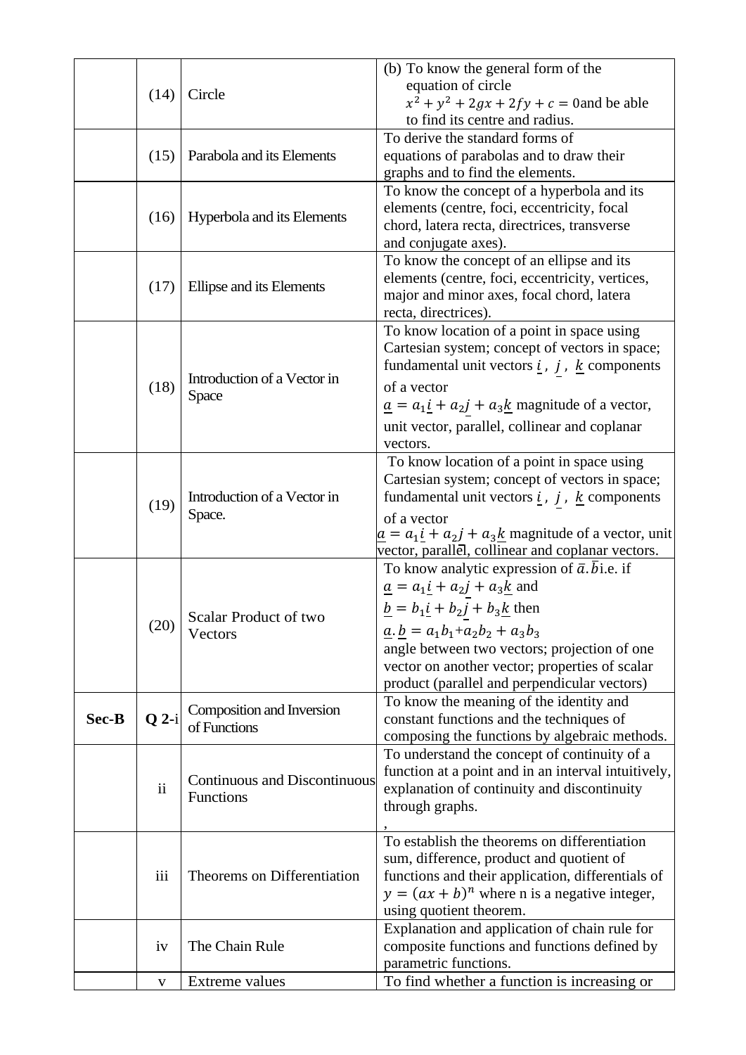| | | | |
|---|---|---|---|
| | (14) | Circle | (b) To know the general form of the equation of circle $x^2 + y^2 + 2gx + 2fy + c = 0$and be able to find its centre and radius. |
| | (15) | Parabola and its Elements | To derive the standard forms of equations of parabolas and to draw their graphs and to find the elements. |
| | (16) | Hyperbola and its Elements | To know the concept of a hyperbola and its elements (centre, foci, eccentricity, focal chord, latera recta, directrices, transverse and conjugate axes). |
| | (17) | Ellipse and its Elements | To know the concept of an ellipse and its elements (centre, foci, eccentricity, vertices, major and minor axes, focal chord, latera recta, directrices). |
| | (18) | Introduction of a Vector in Space | To know location of a point in space using Cartesian system; concept of vectors in space; fundamental unit vectors $\underline{i}$ , $\underline{j}$ , $\underline{k}$ components of a vector $\underline{a} = a_1\underline{i} + a_2\underline{j} + a_3\underline{k}$ magnitude of a vector, unit vector, parallel, collinear and coplanar vectors. |
| | (19) | Introduction of a Vector in Space. | To know location of a point in space using Cartesian system; concept of vectors in space; fundamental unit vectors $\underline{i}$ , $\underline{j}$ , $\underline{k}$ components of a vector $\underline{a} = a_1\underline{i} + a_2\underline{j} + a_3\underline{k}$ magnitude of a vector, unit vector, parallel, collinear and coplanar vectors. |
| | (20) | Scalar Product of two Vectors | To know analytic expression of $\bar{a}.\bar{b}$i.e. if $\underline{a} = a_1\underline{i} + a_2\underline{j} + a_3\underline{k}$ and $\underline{b} = b_1\underline{i} + b_2\underline{j} + b_3\underline{k}$ then $\underline{a}.\underline{b} = a_1b_1 + a_2b_2 + a_3b_3$ angle between two vectors; projection of one vector on another vector; properties of scalar product (parallel and perpendicular vectors) |
| **Sec-B** | **Q 2**-i | Composition and Inversion of Functions | To know the meaning of the identity and constant functions and the techniques of composing the functions by algebraic methods. |
| | ii | Continuous and Discontinuous Functions | To understand the concept of continuity of a function at a point and in an interval intuitively, explanation of continuity and discontinuity through graphs. , |
| | iii | Theorems on Differentiation | To establish the theorems on differentiation sum, difference, product and quotient of functions and their application, differentials of $y = (ax + b)^n$ where n is a negative integer, using quotient theorem. |
| | iv | The Chain Rule | Explanation and application of chain rule for composite functions and functions defined by parametric functions. |
| | v | Extreme values | To find whether a function is increasing or |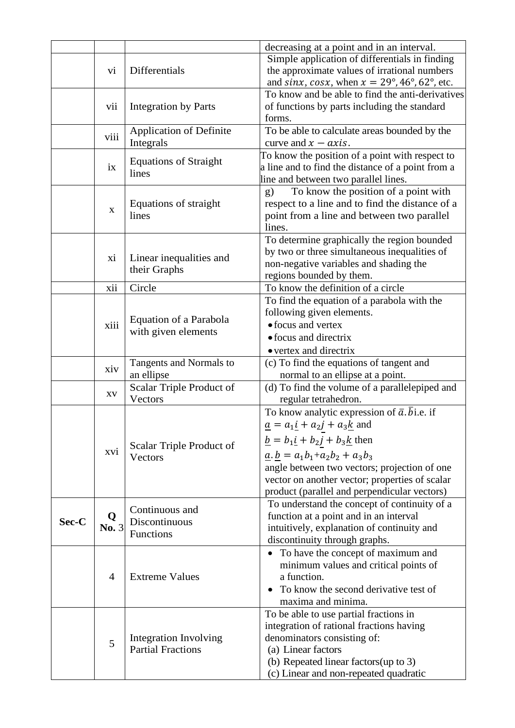| | | | |
|---|---|---|---|
| | | | decreasing at a point and in an interval. |
| | vi | Differentials | Simple application of differentials in finding the approximate values of irrational numbers and $sinx$, $cosx$, when $x = 29°, 46°, 62°$, etc. |
| | vii | Integration by Parts | To know and be able to find the anti-derivatives of functions by parts including the standard forms. |
| | viii | Application of Definite Integrals | To be able to calculate areas bounded by the curve and $x - axis$. |
| | ix | Equations of Straight lines | To know the position of a point with respect to a line and to find the distance of a point from a line and between two parallel lines. |
| | x | Equations of straight lines | g) To know the position of a point with respect to a line and to find the distance of a point from a line and between two parallel lines. |
| | xi | Linear inequalities and their Graphs | To determine graphically the region bounded by two or three simultaneous inequalities of non-negative variables and shading the regions bounded by them. |
| | xii | Circle | To know the definition of a circle |
| | xiii | Equation of a Parabola with given elements | To find the equation of a parabola with the following given elements.<br>• focus and vertex<br>• focus and directrix<br>• vertex and directrix |
| | xiv | Tangents and Normals to an ellipse | (c) To find the equations of tangent and normal to an ellipse at a point. |
| | xv | Scalar Triple Product of Vectors | (d) To find the volume of a parallelepiped and regular tetrahedron. |
| | xvi | Scalar Triple Product of Vectors | To know analytic expression of $\bar{a}.\bar{b}$i.e. if $\underline{a} = a_1\underline{i} + a_2\underline{j} + a_3\underline{k}$ and $\underline{b} = b_1\underline{i} + b_2\underline{j} + b_3\underline{k}$ then $\underline{a}.\underline{b} = a_1b_1 + a_2b_2 + a_3b_3$ angle between two vectors; projection of one vector on another vector; properties of scalar product (parallel and perpendicular vectors) |
| **Sec-C** | **Q No.** 3 | Continuous and Discontinuous Functions | To understand the concept of continuity of a function at a point and in an interval intuitively, explanation of continuity and discontinuity through graphs. |
| | 4 | Extreme Values | • To have the concept of maximum and minimum values and critical points of a function.<br>• To know the second derivative test of maxima and minima. |
| | 5 | Integration Involving Partial Fractions | To be able to use partial fractions in integration of rational fractions having denominators consisting of:<br>(a) Linear factors<br>(b) Repeated linear factors(up to 3)<br>(c) Linear and non-repeated quadratic |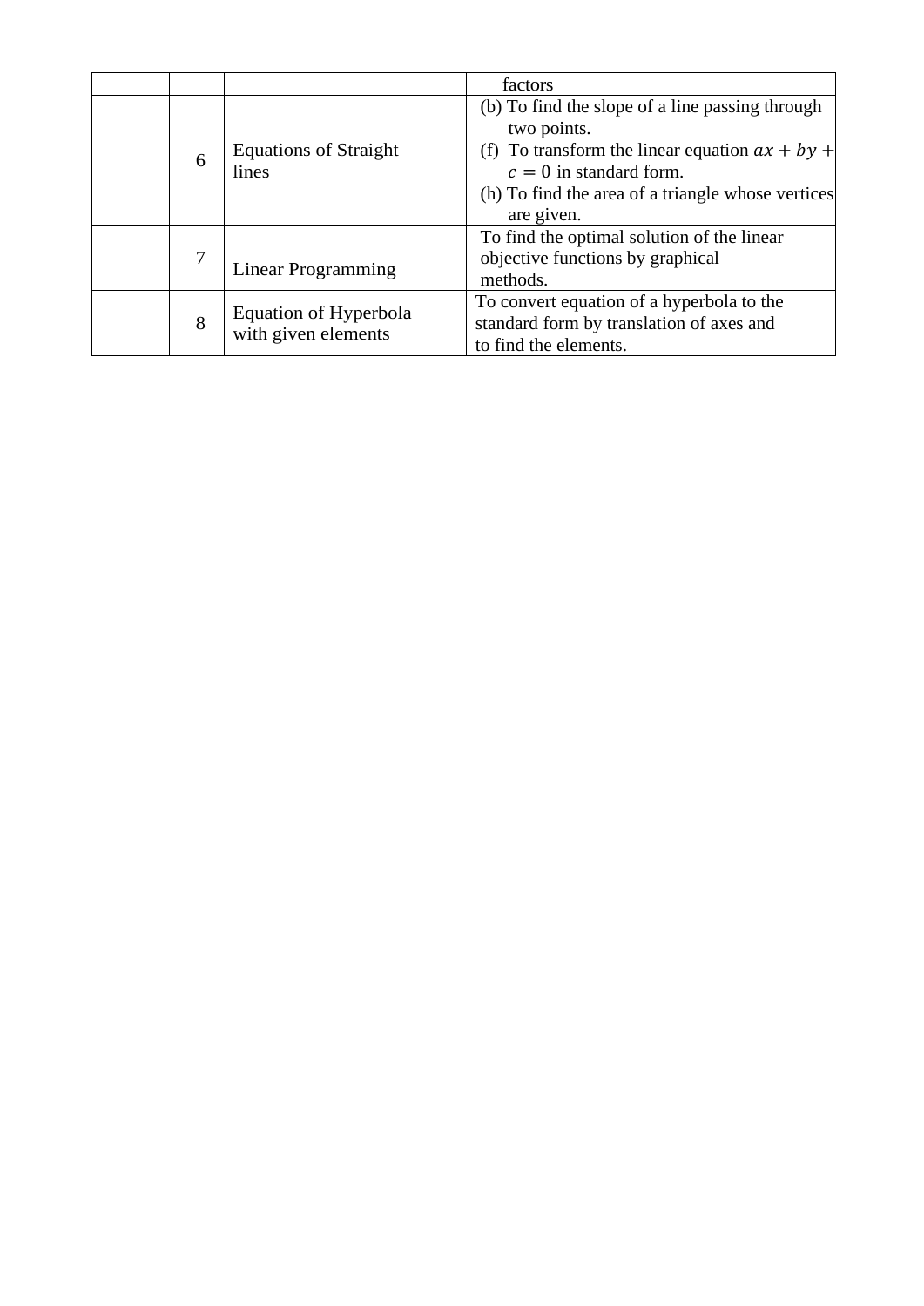| | | | |
|---|---|---|---|
| | | | factors |
| | 6 | Equations of Straight lines | (b) To find the slope of a line passing through two points.<br>(f) To transform the linear equation $ax + by + c = 0$ in standard form.<br>(h) To find the area of a triangle whose vertices are given. |
| | 7 | Linear Programming | To find the optimal solution of the linear objective functions by graphical methods. |
| | 8 | Equation of Hyperbola with given elements | To convert equation of a hyperbola to the standard form by translation of axes and to find the elements. |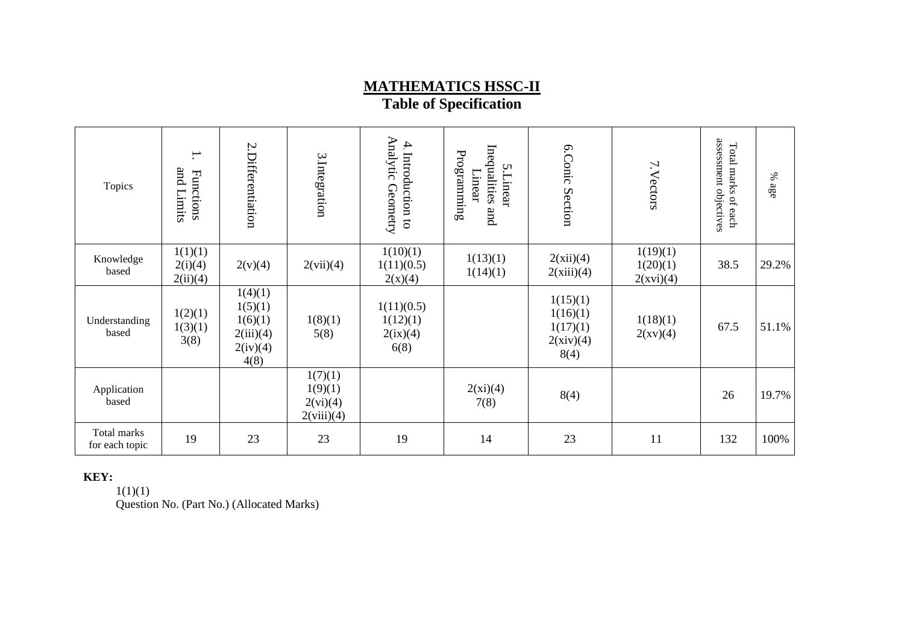# MATHEMATICS HSSC-II

## Table of Specification

| Topics | 1. Functions and Limits | 2.Differentiation | 3.Integration | 4.Introduction to Analytic Geometry | 5.Linear Inequalities and Linear Programming | 6.Conic Section | 7.Vectors | Total marks of each assessment objectives | %age |
|---|---|---|---|---|---|---|---|---|---|
| Knowledge based | 1(1)(1)<br>2(i)(4)<br>2(ii)(4) | 2(v)(4) | 2(vii)(4) | 1(10)(1)<br>1(11)(0.5)<br>2(x)(4) | 1(13)(1)<br>1(14)(1) | 2(xii)(4)<br>2(xiii)(4) | 1(19)(1)<br>1(20)(1)<br>2(xvi)(4) | 38.5 | 29.2% |
| Understanding based | 1(2)(1)<br>1(3)(1)<br>3(8) | 1(4)(1)<br>1(5)(1)<br>1(6)(1)<br>2(iii)(4)<br>2(iv)(4)<br>4(8) | 1(8)(1)<br>5(8) | 1(11)(0.5)<br>1(12)(1)<br>2(ix)(4)<br>6(8) | | 1(15)(1)<br>1(16)(1)<br>1(17)(1)<br>2(xiv)(4)<br>8(4) | 1(18)(1)<br>2(xv)(4) | 67.5 | 51.1% |
| Application based | | | 1(7)(1)<br>1(9)(1)<br>2(vi)(4)<br>2(viii)(4) | | 2(xi)(4)<br>7(8) | 8(4) | | 26 | 19.7% |
| Total marks for each topic | 19 | 23 | 23 | 19 | 14 | 23 | 11 | 132 | 100% |

**KEY:**

1(1)(1)

Question No. (Part No.) (Allocated Marks)